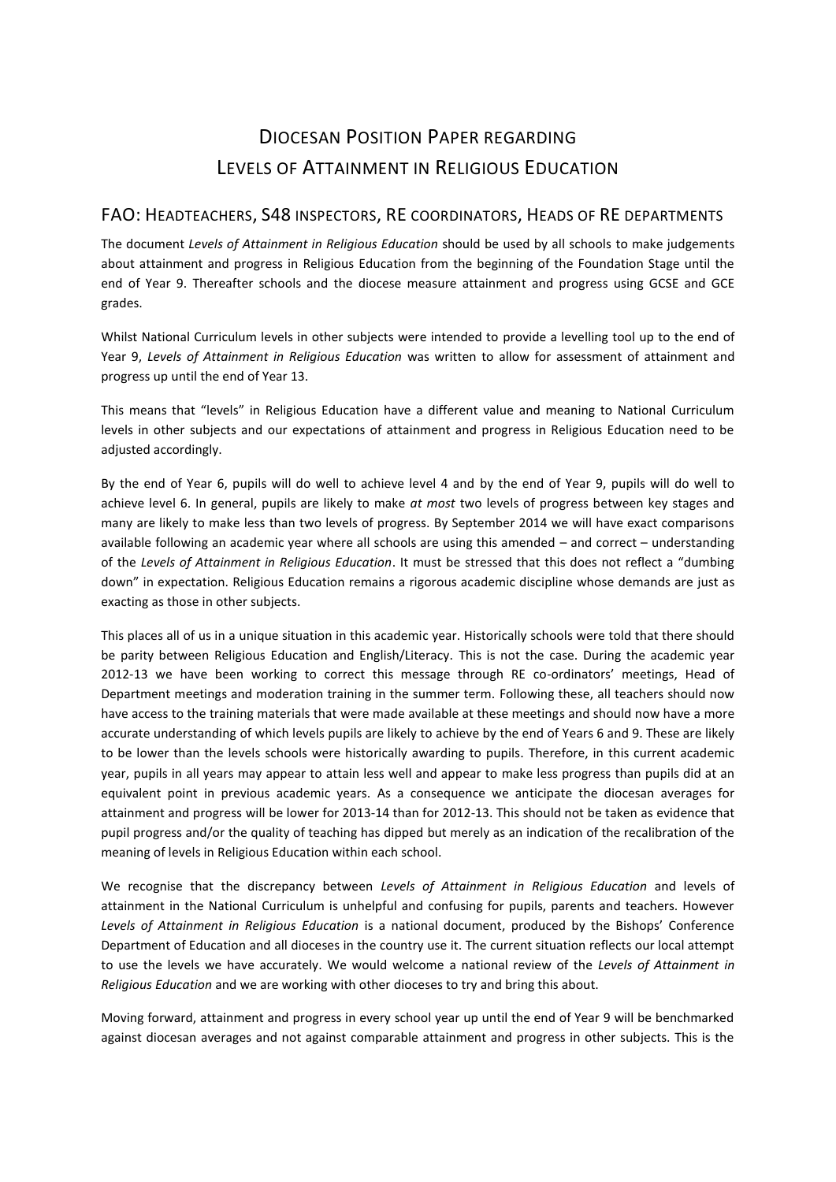# Diocesan Position Paper regarding Levels of Attainment in Religious Education

## FAO: Headteachers, S48 inspectors, RE coordinators, Heads of RE departments

The document *Levels of Attainment in Religious Education* should be used by all schools to make judgements about attainment and progress in Religious Education from the beginning of the Foundation Stage until the end of Year 9. Thereafter schools and the diocese measure attainment and progress using GCSE and GCE grades.

Whilst National Curriculum levels in other subjects were intended to provide a levelling tool up to the end of Year 9, *Levels of Attainment in Religious Education* was written to allow for assessment of attainment and progress up until the end of Year 13.

This means that "levels" in Religious Education have a different value and meaning to National Curriculum levels in other subjects and our expectations of attainment and progress in Religious Education need to be adjusted accordingly.

By the end of Year 6, pupils will do well to achieve level 4 and by the end of Year 9, pupils will do well to achieve level 6. In general, pupils are likely to make *at most* two levels of progress between key stages and many are likely to make less than two levels of progress. By September 2014 we will have exact comparisons available following an academic year where all schools are using this amended – and correct – understanding of the *Levels of Attainment in Religious Education*. It must be stressed that this does not reflect a "dumbing down" in expectation. Religious Education remains a rigorous academic discipline whose demands are just as exacting as those in other subjects.

This places all of us in a unique situation in this academic year. Historically schools were told that there should be parity between Religious Education and English/Literacy. This is not the case. During the academic year 2012-13 we have been working to correct this message through RE co-ordinators' meetings, Head of Department meetings and moderation training in the summer term. Following these, all teachers should now have access to the training materials that were made available at these meetings and should now have a more accurate understanding of which levels pupils are likely to achieve by the end of Years 6 and 9. These are likely to be lower than the levels schools were historically awarding to pupils. Therefore, in this current academic year, pupils in all years may appear to attain less well and appear to make less progress than pupils did at an equivalent point in previous academic years. As a consequence we anticipate the diocesan averages for attainment and progress will be lower for 2013-14 than for 2012-13. This should not be taken as evidence that pupil progress and/or the quality of teaching has dipped but merely as an indication of the recalibration of the meaning of levels in Religious Education within each school.

We recognise that the discrepancy between *Levels of Attainment in Religious Education* and levels of attainment in the National Curriculum is unhelpful and confusing for pupils, parents and teachers. However *Levels of Attainment in Religious Education* is a national document, produced by the Bishops' Conference Department of Education and all dioceses in the country use it. The current situation reflects our local attempt to use the levels we have accurately. We would welcome a national review of the *Levels of Attainment in Religious Education* and we are working with other dioceses to try and bring this about.

Moving forward, attainment and progress in every school year up until the end of Year 9 will be benchmarked against diocesan averages and not against comparable attainment and progress in other subjects. This is the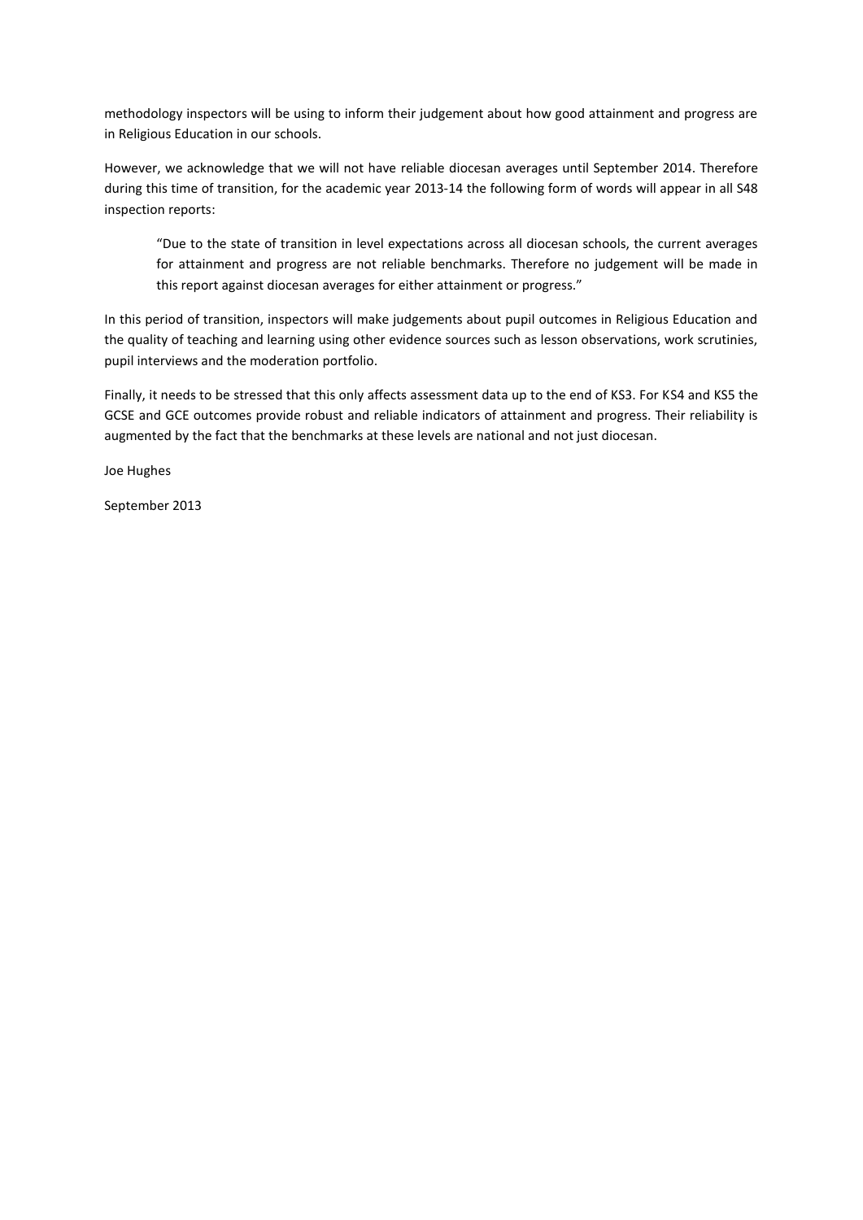methodology inspectors will be using to inform their judgement about how good attainment and progress are in Religious Education in our schools.

However, we acknowledge that we will not have reliable diocesan averages until September 2014. Therefore during this time of transition, for the academic year 2013-14 the following form of words will appear in all S48 inspection reports:

> "Due to the state of transition in level expectations across all diocesan schools, the current averages for attainment and progress are not reliable benchmarks. Therefore no judgement will be made in this report against diocesan averages for either attainment or progress."

In this period of transition, inspectors will make judgements about pupil outcomes in Religious Education and the quality of teaching and learning using other evidence sources such as lesson observations, work scrutinies, pupil interviews and the moderation portfolio.

Finally, it needs to be stressed that this only affects assessment data up to the end of KS3. For KS4 and KS5 the GCSE and GCE outcomes provide robust and reliable indicators of attainment and progress. Their reliability is augmented by the fact that the benchmarks at these levels are national and not just diocesan.

Joe Hughes

September 2013